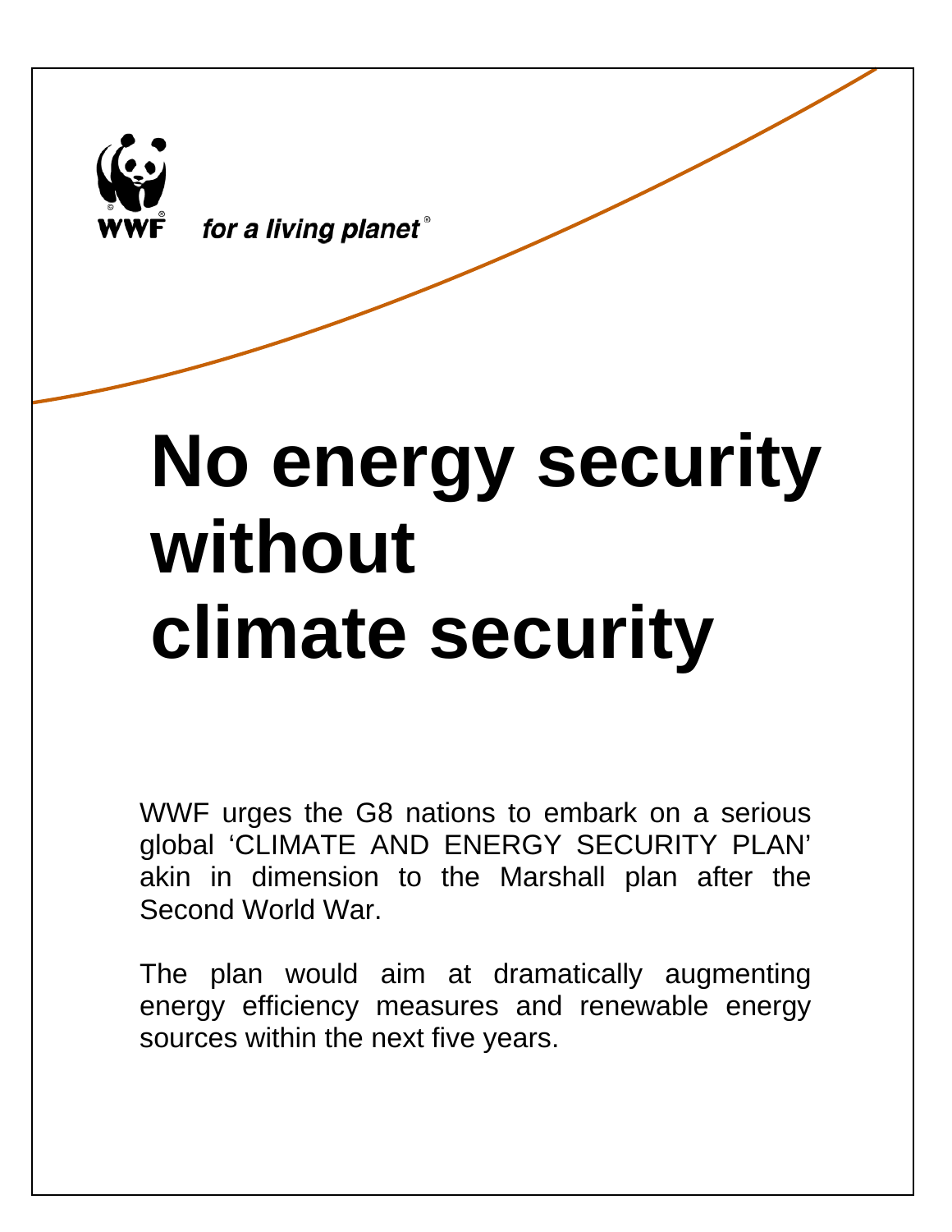WWF for a living planet®

# No energy security without climate security

WWF urges the G8 nations to embark on a serious global 'CLIMATE AND ENERGY SECURITY PLAN' akin in dimension to the Marshall plan after the Second World War.

The plan would aim at dramatically augmenting energy efficiency measures and renewable energy sources within the next five years.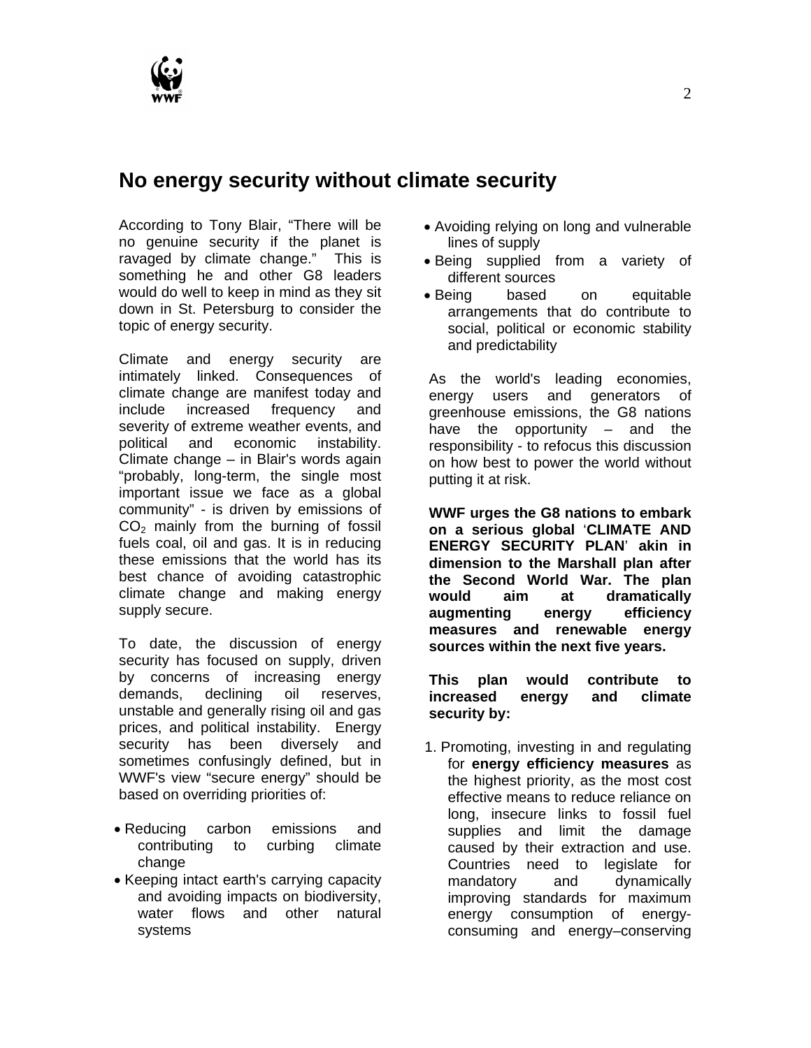## No energy security without climate security

According to Tony Blair, "There will be no genuine security if the planet is ravaged by climate change." This is something he and other G8 leaders would do well to keep in mind as they sit down in St. Petersburg to consider the topic of energy security.

Climate and energy security are intimately linked. Consequences of climate change are manifest today and include increased frequency and severity of extreme weather events, and political and economic instability. Climate change – in Blair's words again "probably, long-term, the single most important issue we face as a global community" - is driven by emissions of $CO_2$ mainly from the burning of fossil fuels coal, oil and gas. It is in reducing these emissions that the world has its best chance of avoiding catastrophic climate change and making energy supply secure.

To date, the discussion of energy security has focused on supply, driven by concerns of increasing energy demands, declining oil reserves, unstable and generally rising oil and gas prices, and political instability. Energy security has been diversely and sometimes confusingly defined, but in WWF's view "secure energy" should be based on overriding priorities of:

- Reducing carbon emissions and contributing to curbing climate change
- Keeping intact earth's carrying capacity and avoiding impacts on biodiversity, water flows and other natural systems
- Avoiding relying on long and vulnerable lines of supply
- Being supplied from a variety of different sources
- Being based on equitable arrangements that do contribute to social, political or economic stability and predictability

As the world's leading economies, energy users and generators of greenhouse emissions, the G8 nations have the opportunity – and the responsibility - to refocus this discussion on how best to power the world without putting it at risk.

**WWF urges the G8 nations to embark on a serious global 'CLIMATE AND ENERGY SECURITY PLAN' akin in dimension to the Marshall plan after the Second World War. The plan would aim at dramatically augmenting energy efficiency measures and renewable energy sources within the next five years.**

**This plan would contribute to increased energy and climate security by:**

1. Promoting, investing in and regulating for **energy efficiency measures** as the highest priority, as the most cost effective means to reduce reliance on long, insecure links to fossil fuel supplies and limit the damage caused by their extraction and use. Countries need to legislate for mandatory and dynamically improving standards for maximum energy consumption of energy-consuming and energy–conserving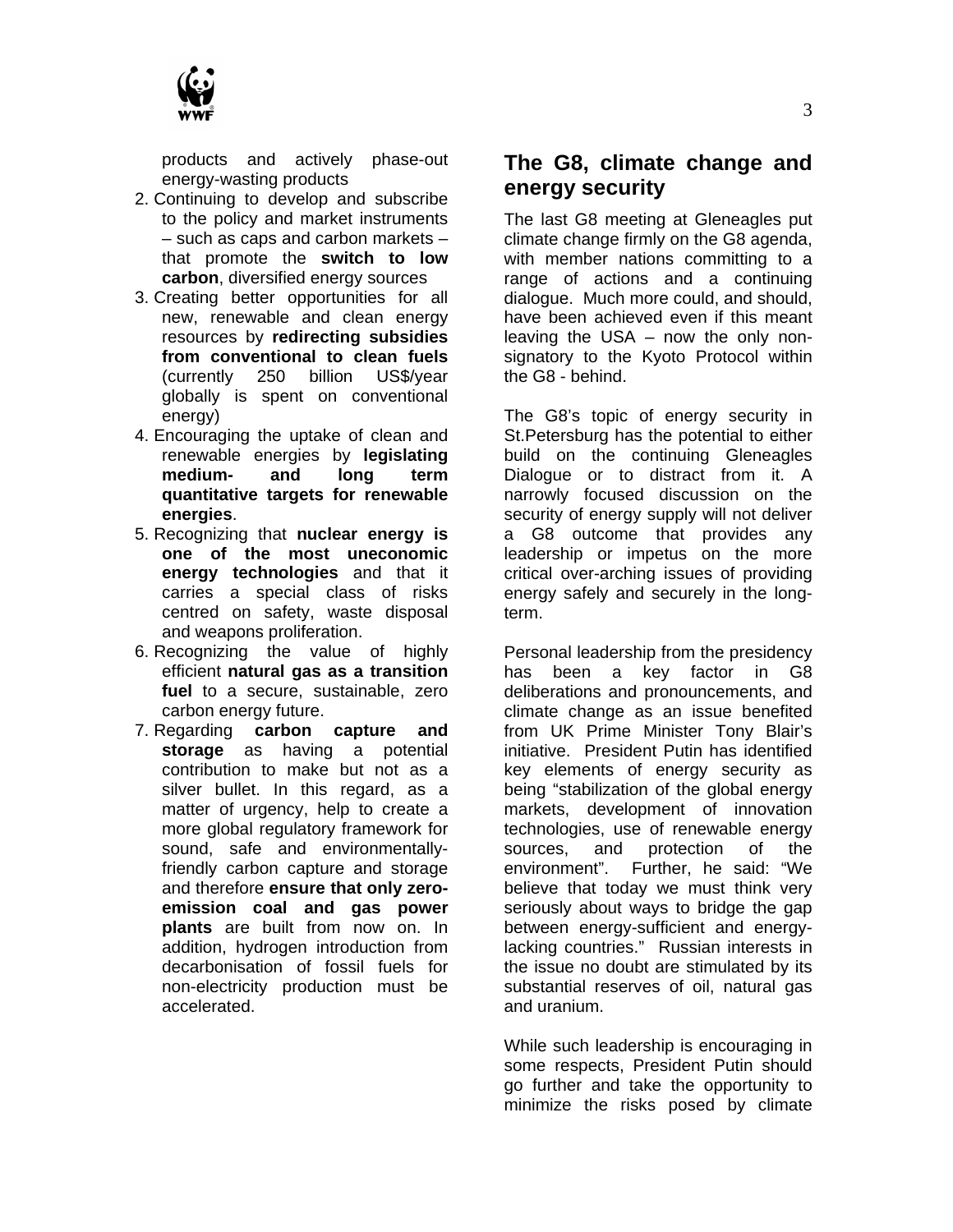products and actively phase-out energy-wasting products

2. Continuing to develop and subscribe to the policy and market instruments – such as caps and carbon markets – that promote the **switch to low carbon**, diversified energy sources
3. Creating better opportunities for all new, renewable and clean energy resources by **redirecting subsidies from conventional to clean fuels** (currently 250 billion US$/year globally is spent on conventional energy)
4. Encouraging the uptake of clean and renewable energies by **legislating medium- and long term quantitative targets for renewable energies**.
5. Recognizing that **nuclear energy is one of the most uneconomic energy technologies** and that it carries a special class of risks centred on safety, waste disposal and weapons proliferation.
6. Recognizing the value of highly efficient **natural gas as a transition fuel** to a secure, sustainable, zero carbon energy future.
7. Regarding **carbon capture and storage** as having a potential contribution to make but not as a silver bullet. In this regard, as a matter of urgency, help to create a more global regulatory framework for sound, safe and environmentally-friendly carbon capture and storage and therefore **ensure that only zero-emission coal and gas power plants** are built from now on. In addition, hydrogen introduction from decarbonisation of fossil fuels for non-electricity production must be accelerated.

## The G8, climate change and energy security

The last G8 meeting at Gleneagles put climate change firmly on the G8 agenda, with member nations committing to a range of actions and a continuing dialogue. Much more could, and should, have been achieved even if this meant leaving the USA – now the only non-signatory to the Kyoto Protocol within the G8 - behind.

The G8's topic of energy security in St.Petersburg has the potential to either build on the continuing Gleneagles Dialogue or to distract from it. A narrowly focused discussion on the security of energy supply will not deliver a G8 outcome that provides any leadership or impetus on the more critical over-arching issues of providing energy safely and securely in the long-term.

Personal leadership from the presidency has been a key factor in G8 deliberations and pronouncements, and climate change as an issue benefited from UK Prime Minister Tony Blair's initiative. President Putin has identified key elements of energy security as being "stabilization of the global energy markets, development of innovation technologies, use of renewable energy sources, and protection of the environment". Further, he said: "We believe that today we must think very seriously about ways to bridge the gap between energy-sufficient and energy-lacking countries." Russian interests in the issue no doubt are stimulated by its substantial reserves of oil, natural gas and uranium.

While such leadership is encouraging in some respects, President Putin should go further and take the opportunity to minimize the risks posed by climate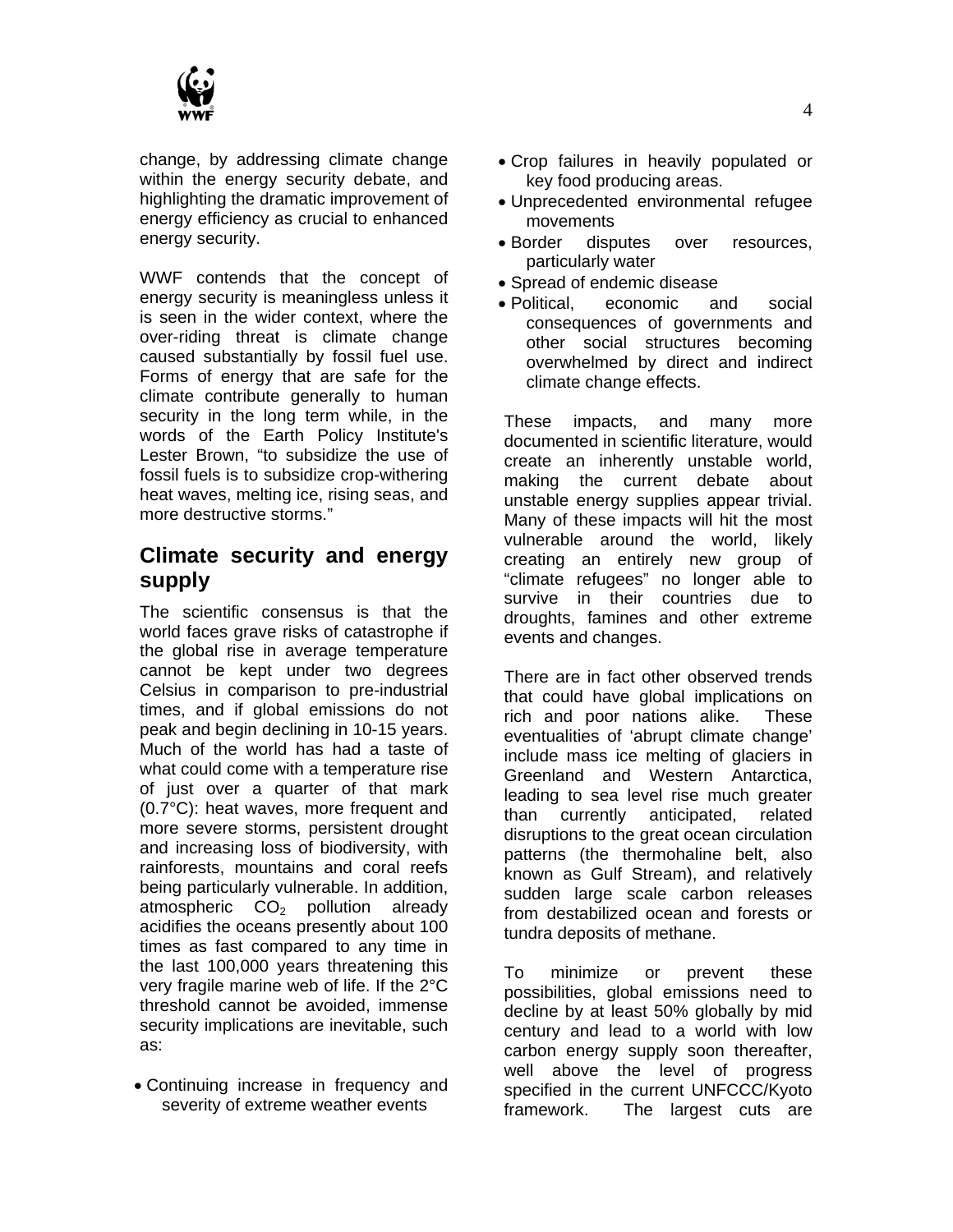change, by addressing climate change within the energy security debate, and highlighting the dramatic improvement of energy efficiency as crucial to enhanced energy security.

WWF contends that the concept of energy security is meaningless unless it is seen in the wider context, where the over-riding threat is climate change caused substantially by fossil fuel use. Forms of energy that are safe for the climate contribute generally to human security in the long term while, in the words of the Earth Policy Institute's Lester Brown, "to subsidize the use of fossil fuels is to subsidize crop-withering heat waves, melting ice, rising seas, and more destructive storms."

## Climate security and energy supply

The scientific consensus is that the world faces grave risks of catastrophe if the global rise in average temperature cannot be kept under two degrees Celsius in comparison to pre-industrial times, and if global emissions do not peak and begin declining in 10-15 years. Much of the world has had a taste of what could come with a temperature rise of just over a quarter of that mark (0.7°C): heat waves, more frequent and more severe storms, persistent drought and increasing loss of biodiversity, with rainforests, mountains and coral reefs being particularly vulnerable. In addition, atmospheric $CO_2$ pollution already acidifies the oceans presently about 100 times as fast compared to any time in the last 100,000 years threatening this very fragile marine web of life. If the 2°C threshold cannot be avoided, immense security implications are inevitable, such as:

- Continuing increase in frequency and severity of extreme weather events
- Crop failures in heavily populated or key food producing areas.
- Unprecedented environmental refugee movements
- Border disputes over resources, particularly water
- Spread of endemic disease
- Political, economic and social consequences of governments and other social structures becoming overwhelmed by direct and indirect climate change effects.

These impacts, and many more documented in scientific literature, would create an inherently unstable world, making the current debate about unstable energy supplies appear trivial. Many of these impacts will hit the most vulnerable around the world, likely creating an entirely new group of "climate refugees" no longer able to survive in their countries due to droughts, famines and other extreme events and changes.

There are in fact other observed trends that could have global implications on rich and poor nations alike. These eventualities of 'abrupt climate change' include mass ice melting of glaciers in Greenland and Western Antarctica, leading to sea level rise much greater than currently anticipated, related disruptions to the great ocean circulation patterns (the thermohaline belt, also known as Gulf Stream), and relatively sudden large scale carbon releases from destabilized ocean and forests or tundra deposits of methane.

To minimize or prevent these possibilities, global emissions need to decline by at least 50% globally by mid century and lead to a world with low carbon energy supply soon thereafter, well above the level of progress specified in the current UNFCCC/Kyoto framework. The largest cuts are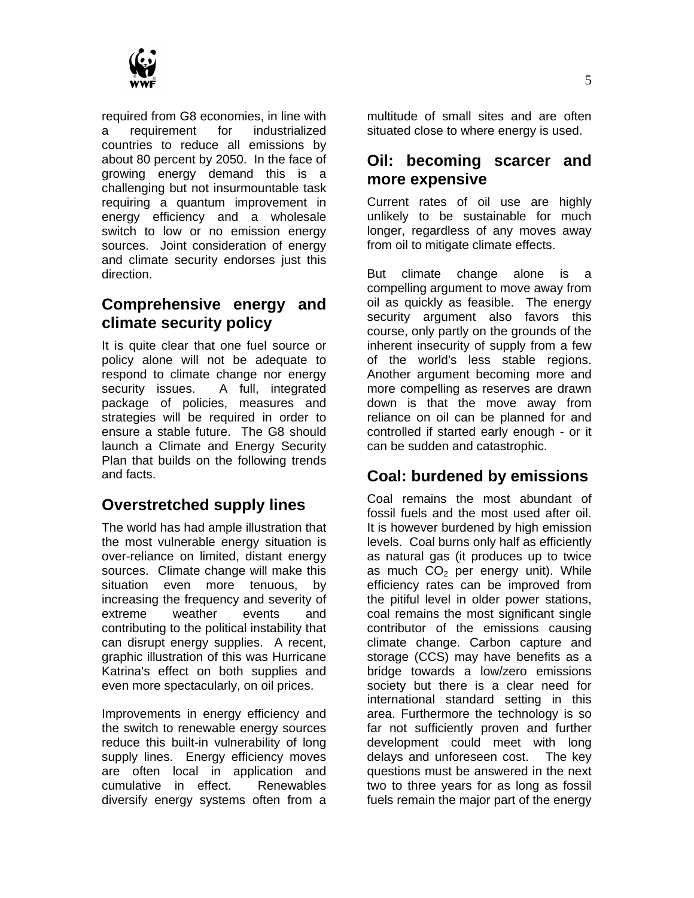required from G8 economies, in line with a requirement for industrialized countries to reduce all emissions by about 80 percent by 2050. In the face of growing energy demand this is a challenging but not insurmountable task requiring a quantum improvement in energy efficiency and a wholesale switch to low or no emission energy sources. Joint consideration of energy and climate security endorses just this direction.

## Comprehensive energy and climate security policy

It is quite clear that one fuel source or policy alone will not be adequate to respond to climate change nor energy security issues. A full, integrated package of policies, measures and strategies will be required in order to ensure a stable future. The G8 should launch a Climate and Energy Security Plan that builds on the following trends and facts.

## Overstretched supply lines

The world has had ample illustration that the most vulnerable energy situation is over-reliance on limited, distant energy sources. Climate change will make this situation even more tenuous, by increasing the frequency and severity of extreme weather events and contributing to the political instability that can disrupt energy supplies. A recent, graphic illustration of this was Hurricane Katrina's effect on both supplies and even more spectacularly, on oil prices.

Improvements in energy efficiency and the switch to renewable energy sources reduce this built-in vulnerability of long supply lines. Energy efficiency moves are often local in application and cumulative in effect. Renewables diversify energy systems often from a multitude of small sites and are often situated close to where energy is used.

## Oil: becoming scarcer and more expensive

Current rates of oil use are highly unlikely to be sustainable for much longer, regardless of any moves away from oil to mitigate climate effects.

But climate change alone is a compelling argument to move away from oil as quickly as feasible. The energy security argument also favors this course, only partly on the grounds of the inherent insecurity of supply from a few of the world's less stable regions. Another argument becoming more and more compelling as reserves are drawn down is that the move away from reliance on oil can be planned for and controlled if started early enough - or it can be sudden and catastrophic.

## Coal: burdened by emissions

Coal remains the most abundant of fossil fuels and the most used after oil. It is however burdened by high emission levels. Coal burns only half as efficiently as natural gas (it produces up to twice as much $CO_2$ per energy unit). While efficiency rates can be improved from the pitiful level in older power stations, coal remains the most significant single contributor of the emissions causing climate change. Carbon capture and storage (CCS) may have benefits as a bridge towards a low/zero emissions society but there is a clear need for international standard setting in this area. Furthermore the technology is so far not sufficiently proven and further development could meet with long delays and unforeseen cost. The key questions must be answered in the next two to three years for as long as fossil fuels remain the major part of the energy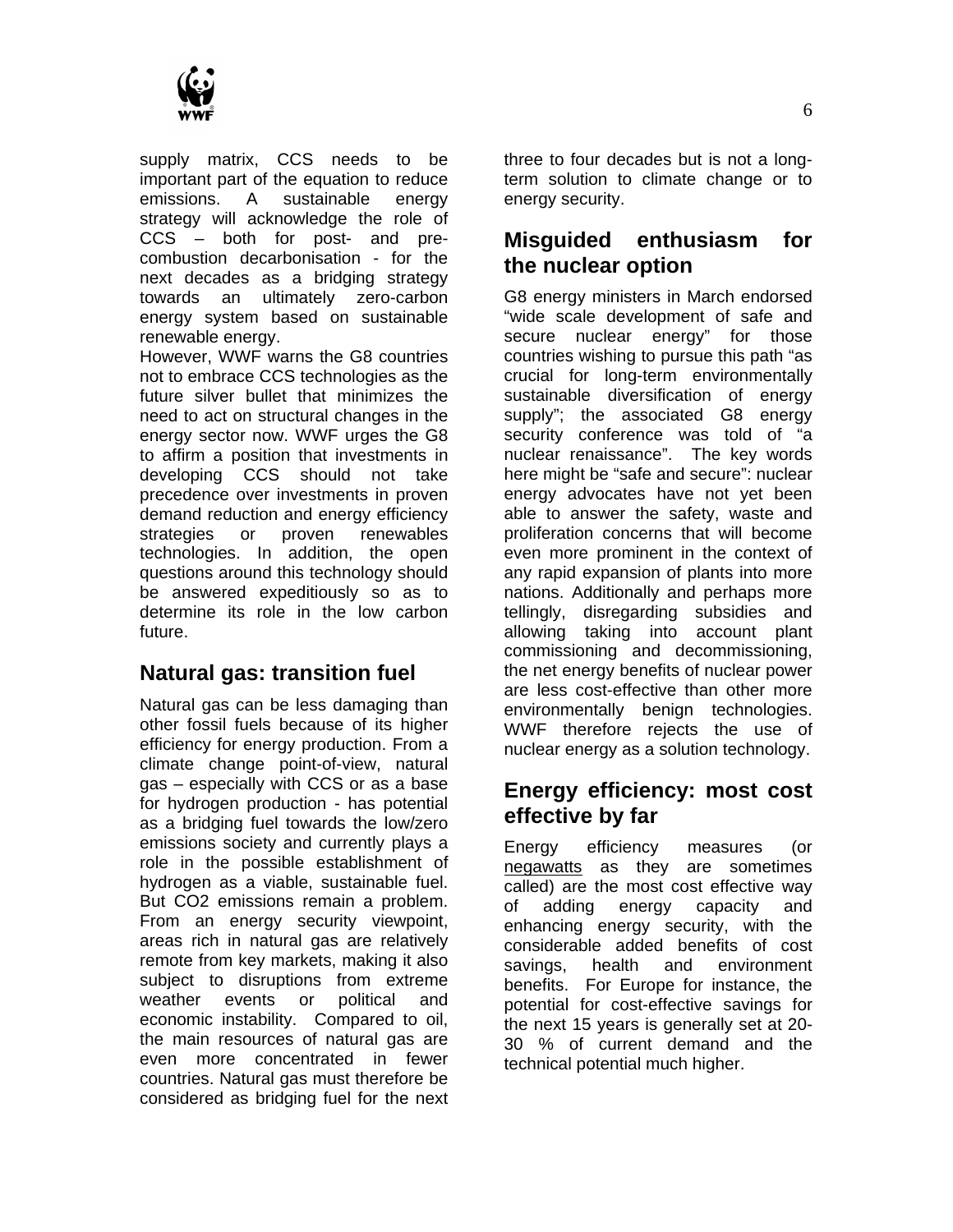supply matrix, CCS needs to be important part of the equation to reduce emissions. A sustainable energy strategy will acknowledge the role of CCS – both for post- and pre-combustion decarbonisation - for the next decades as a bridging strategy towards an ultimately zero-carbon energy system based on sustainable renewable energy.

However, WWF warns the G8 countries not to embrace CCS technologies as the future silver bullet that minimizes the need to act on structural changes in the energy sector now. WWF urges the G8 to affirm a position that investments in developing CCS should not take precedence over investments in proven demand reduction and energy efficiency strategies or proven renewables technologies. In addition, the open questions around this technology should be answered expeditiously so as to determine its role in the low carbon future.

## Natural gas: transition fuel

Natural gas can be less damaging than other fossil fuels because of its higher efficiency for energy production. From a climate change point-of-view, natural gas – especially with CCS or as a base for hydrogen production - has potential as a bridging fuel towards the low/zero emissions society and currently plays a role in the possible establishment of hydrogen as a viable, sustainable fuel. But CO2 emissions remain a problem. From an energy security viewpoint, areas rich in natural gas are relatively remote from key markets, making it also subject to disruptions from extreme weather events or political and economic instability. Compared to oil, the main resources of natural gas are even more concentrated in fewer countries. Natural gas must therefore be considered as bridging fuel for the next three to four decades but is not a long-term solution to climate change or to energy security.

## Misguided enthusiasm for the nuclear option

G8 energy ministers in March endorsed "wide scale development of safe and secure nuclear energy" for those countries wishing to pursue this path "as crucial for long-term environmentally sustainable diversification of energy supply"; the associated G8 energy security conference was told of "a nuclear renaissance". The key words here might be "safe and secure": nuclear energy advocates have not yet been able to answer the safety, waste and proliferation concerns that will become even more prominent in the context of any rapid expansion of plants into more nations. Additionally and perhaps more tellingly, disregarding subsidies and allowing taking into account plant commissioning and decommissioning, the net energy benefits of nuclear power are less cost-effective than other more environmentally benign technologies. WWF therefore rejects the use of nuclear energy as a solution technology.

## Energy efficiency: most cost effective by far

Energy efficiency measures (or negawatts as they are sometimes called) are the most cost effective way of adding energy capacity and enhancing energy security, with the considerable added benefits of cost savings, health and environment benefits. For Europe for instance, the potential for cost-effective savings for the next 15 years is generally set at 20-30 % of current demand and the technical potential much higher.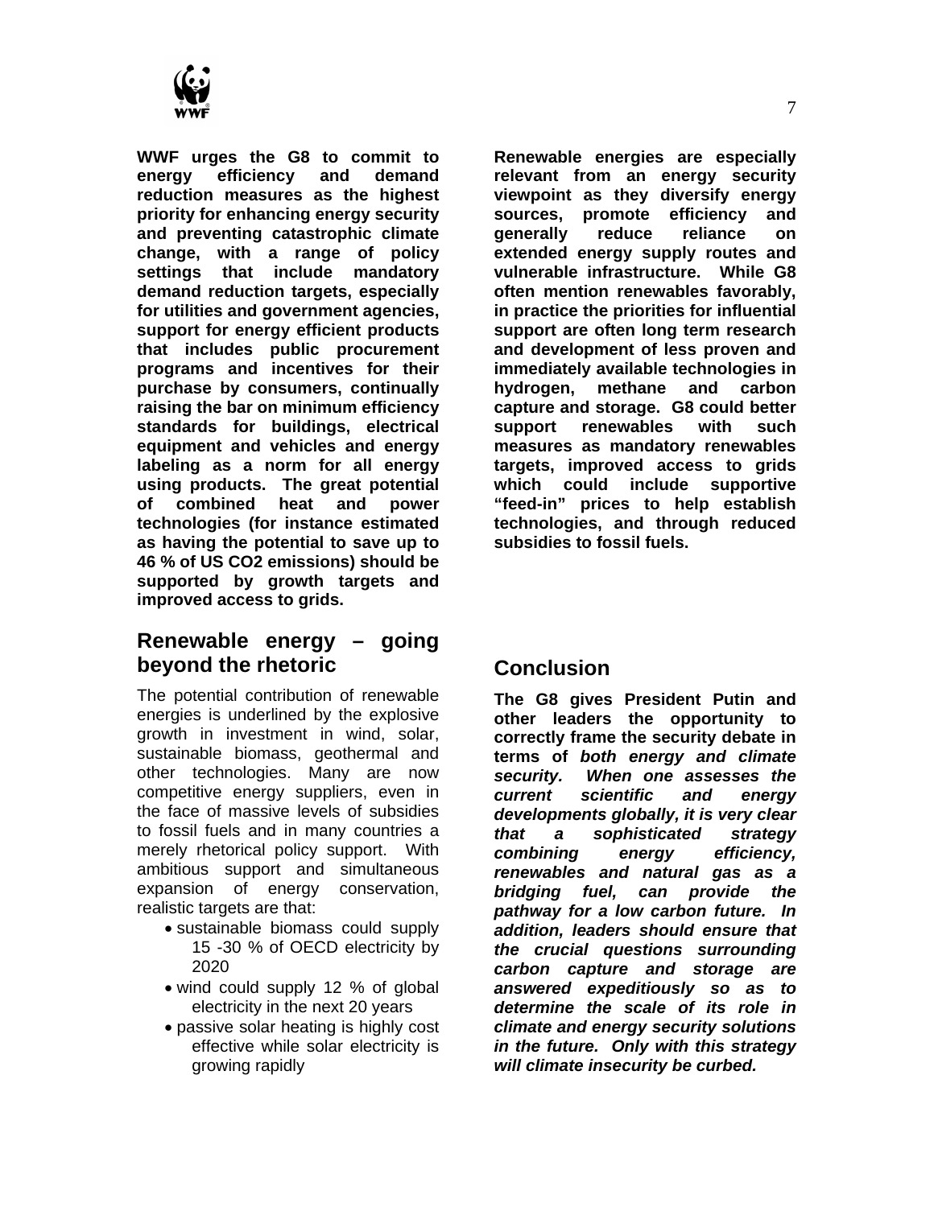**WWF urges the G8 to commit to energy efficiency and demand reduction measures as the highest priority for enhancing energy security and preventing catastrophic climate change, with a range of policy settings that include mandatory demand reduction targets, especially for utilities and government agencies, support for energy efficient products that includes public procurement programs and incentives for their purchase by consumers, continually raising the bar on minimum efficiency standards for buildings, electrical equipment and vehicles and energy labeling as a norm for all energy using products. The great potential of combined heat and power technologies (for instance estimated as having the potential to save up to 46 % of US CO2 emissions) should be supported by growth targets and improved access to grids.**

## Renewable energy – going beyond the rhetoric

The potential contribution of renewable energies is underlined by the explosive growth in investment in wind, solar, sustainable biomass, geothermal and other technologies. Many are now competitive energy suppliers, even in the face of massive levels of subsidies to fossil fuels and in many countries a merely rhetorical policy support. With ambitious support and simultaneous expansion of energy conservation, realistic targets are that:

- sustainable biomass could supply 15 -30 % of OECD electricity by 2020
- wind could supply 12 % of global electricity in the next 20 years
- passive solar heating is highly cost effective while solar electricity is growing rapidly

**Renewable energies are especially relevant from an energy security viewpoint as they diversify energy sources, promote efficiency and generally reduce reliance on extended energy supply routes and vulnerable infrastructure. While G8 often mention renewables favorably, in practice the priorities for influential support are often long term research and development of less proven and immediately available technologies in hydrogen, methane and carbon capture and storage. G8 could better support renewables with such measures as mandatory renewables targets, improved access to grids which could include supportive "feed-in" prices to help establish technologies, and through reduced subsidies to fossil fuels.**

## Conclusion

**The G8 gives President Putin and other leaders the opportunity to correctly frame the security debate in terms of *both energy and climate security. When one assesses the current scientific and energy developments globally, it is very clear that a sophisticated strategy combining energy efficiency, renewables and natural gas as a bridging fuel, can provide the pathway for a low carbon future. In addition, leaders should ensure that the crucial questions surrounding carbon capture and storage are answered expeditiously so as to determine the scale of its role in climate and energy security solutions in the future. Only with this strategy will climate insecurity be curbed.***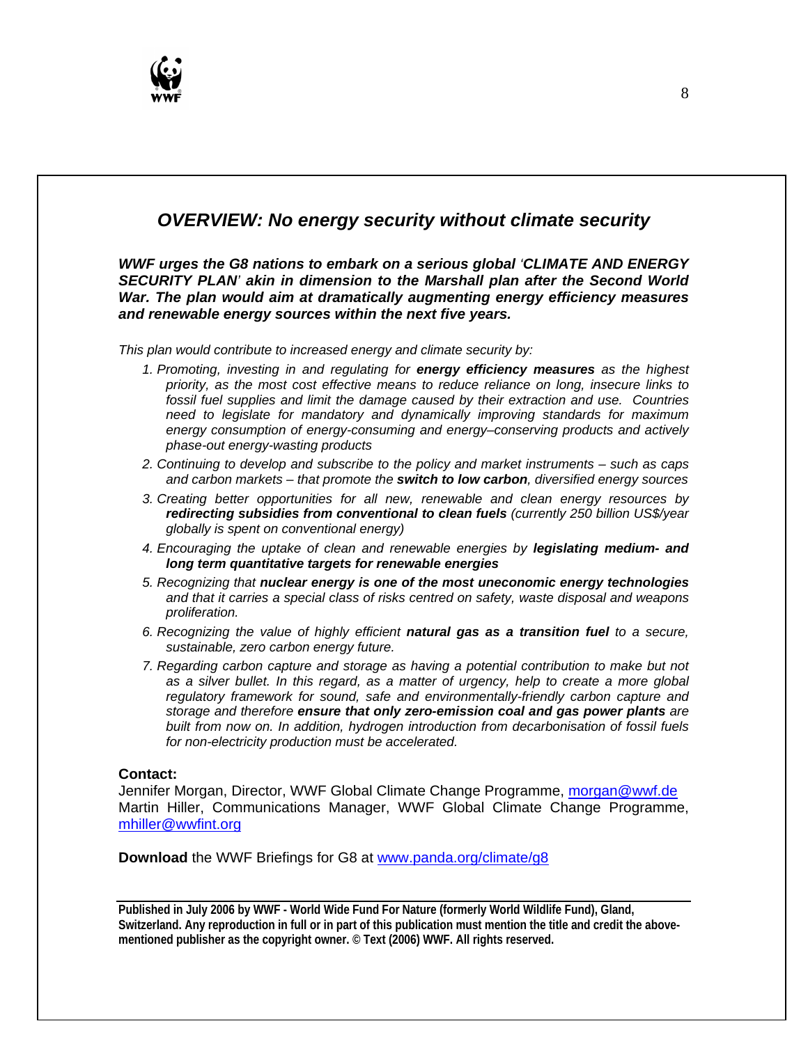## *OVERVIEW: No energy security without climate security*

***WWF urges the G8 nations to embark on a serious global 'CLIMATE AND ENERGY SECURITY PLAN' akin in dimension to the Marshall plan after the Second World War. The plan would aim at dramatically augmenting energy efficiency measures and renewable energy sources within the next five years.***

*This plan would contribute to increased energy and climate security by:*

1. *Promoting, investing in and regulating for* ***energy efficiency measures*** *as the highest priority, as the most cost effective means to reduce reliance on long, insecure links to fossil fuel supplies and limit the damage caused by their extraction and use. Countries need to legislate for mandatory and dynamically improving standards for maximum energy consumption of energy-consuming and energy–conserving products and actively phase-out energy-wasting products*
2. *Continuing to develop and subscribe to the policy and market instruments – such as caps and carbon markets – that promote the* ***switch to low carbon****, diversified energy sources*
3. *Creating better opportunities for all new, renewable and clean energy resources by* ***redirecting subsidies from conventional to clean fuels*** *(currently 250 billion US$/year globally is spent on conventional energy)*
4. *Encouraging the uptake of clean and renewable energies by* ***legislating medium- and long term quantitative targets for renewable energies***
5. *Recognizing that* ***nuclear energy is one of the most uneconomic energy technologies*** *and that it carries a special class of risks centred on safety, waste disposal and weapons proliferation.*
6. *Recognizing the value of highly efficient* ***natural gas as a transition fuel*** *to a secure, sustainable, zero carbon energy future.*
7. *Regarding carbon capture and storage as having a potential contribution to make but not as a silver bullet. In this regard, as a matter of urgency, help to create a more global regulatory framework for sound, safe and environmentally-friendly carbon capture and storage and therefore* ***ensure that only zero-emission coal and gas power plants*** *are built from now on. In addition, hydrogen introduction from decarbonisation of fossil fuels for non-electricity production must be accelerated.*

**Contact:**
Jennifer Morgan, Director, WWF Global Climate Change Programme, morgan@wwf.de
Martin Hiller, Communications Manager, WWF Global Climate Change Programme, mhiller@wwfint.org

**Download** the WWF Briefings for G8 at www.panda.org/climate/g8

**Published in July 2006 by WWF - World Wide Fund For Nature (formerly World Wildlife Fund), Gland, Switzerland. Any reproduction in full or in part of this publication must mention the title and credit the above-mentioned publisher as the copyright owner. © Text (2006) WWF. All rights reserved.**